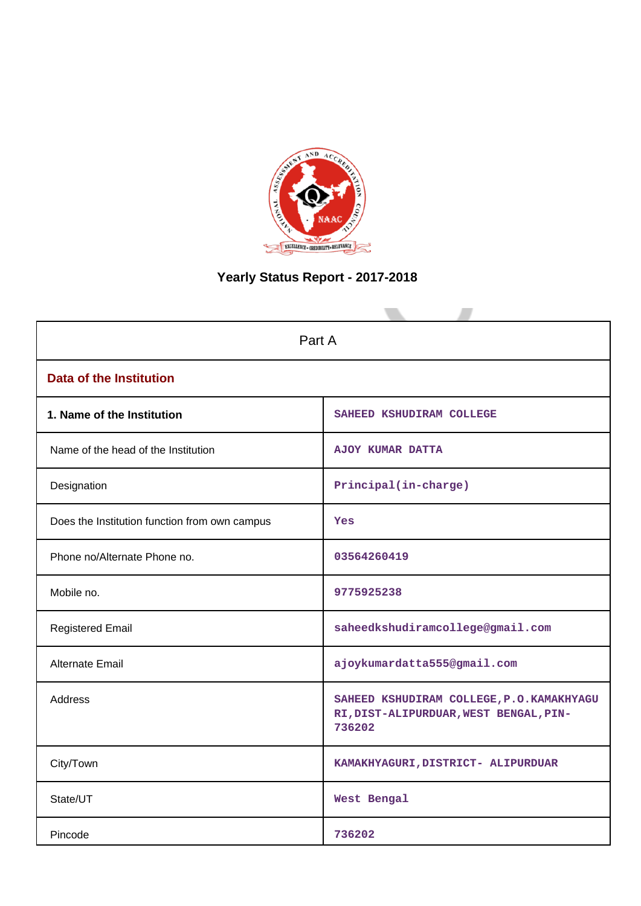# Yearly Status Report - 2017-2018

| Part A | |
|---|---|
| **Data of the Institution** | |
| **1. Name of the Institution** | SAHEED KSHUDIRAM COLLEGE |
| Name of the head of the Institution | AJOY KUMAR DATTA |
| Designation | Principal(in-charge) |
| Does the Institution function from own campus | Yes |
| Phone no/Alternate Phone no. | 03564260419 |
| Mobile no. | 9775925238 |
| Registered Email | saheedkshudiramcollege@gmail.com |
| Alternate Email | ajoykumardatta555@gmail.com |
| Address | SAHEED KSHUDIRAM COLLEGE,P.O.KAMAKHYAGURI,DIST-ALIPURDUAR,WEST BENGAL,PIN-736202 |
| City/Town | KAMAKHYAGURI,DISTRICT- ALIPURDUAR |
| State/UT | West Bengal |
| Pincode | 736202 |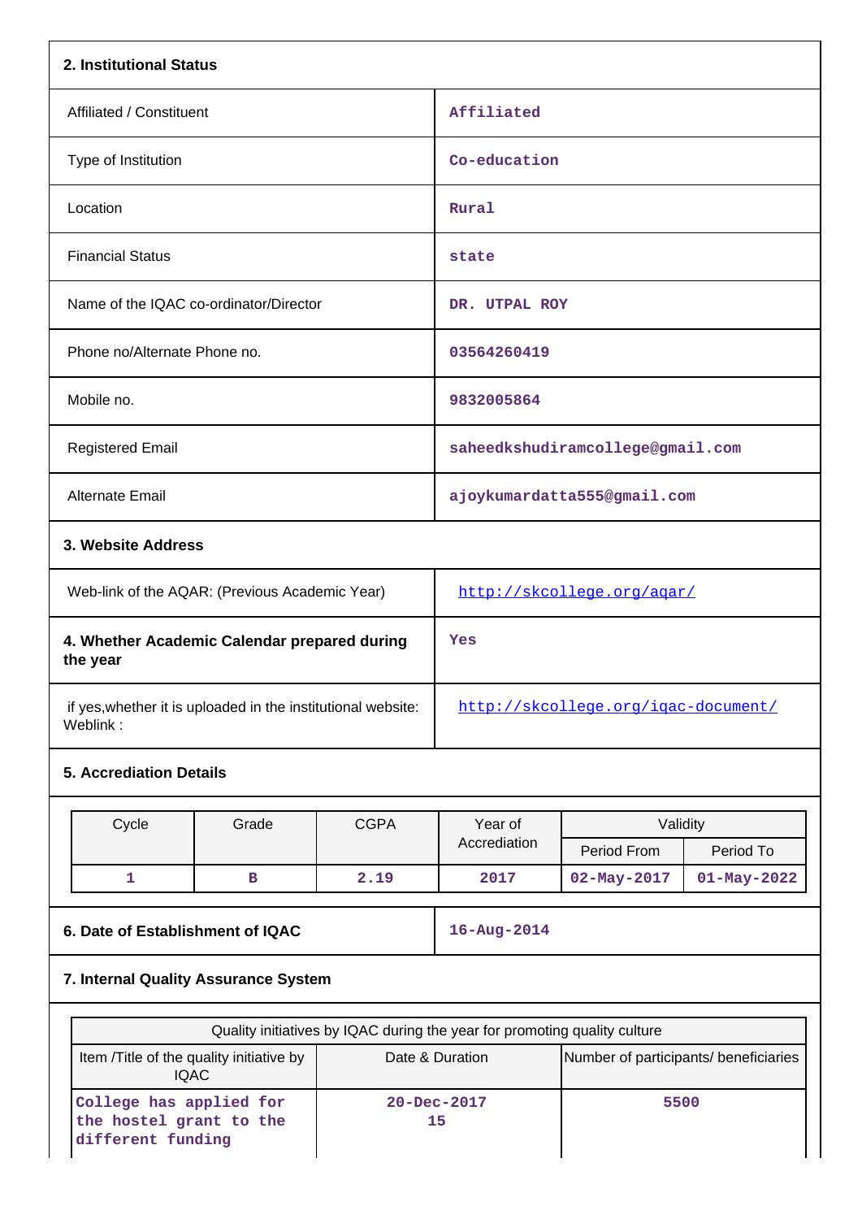## 2. Institutional Status

| | |
|---|---|
| Affiliated / Constituent | Affiliated |
| Type of Institution | Co-education |
| Location | Rural |
| Financial Status | state |
| Name of the IQAC co-ordinator/Director | DR. UTPAL ROY |
| Phone no/Alternate Phone no. | 03564260419 |
| Mobile no. | 9832005864 |
| Registered Email | saheedkshudiramcollege@gmail.com |
| Alternate Email | ajoykumardatta555@gmail.com |

## 3. Website Address

| | |
|---|---|
| Web-link of the AQAR: (Previous Academic Year) | http://skcollege.org/aqar/ |
| **4. Whether Academic Calendar prepared during the year** | Yes |
| if yes,whether it is uploaded in the institutional website: Weblink : | http://skcollege.org/iqac-document/ |

## 5. Accreditation Details

| Cycle | Grade | CGPA | Year of Accrediation | Validity | |
|---|---|---|---|---|---|
| | | | | Period From | Period To |
| 1 | B | 2.19 | 2017 | 02-May-2017 | 01-May-2022 |

| | |
|---|---|
| **6. Date of Establishment of IQAC** | 16-Aug-2014 |

## 7. Internal Quality Assurance System

| Quality initiatives by IQAC during the year for promoting quality culture | | |
|---|---|---|
| Item /Title of the quality initiative by IQAC | Date & Duration | Number of participants/ beneficiaries |
| College has applied for the hostel grant to the different funding | 20-Dec-2017<br>15 | 5500 |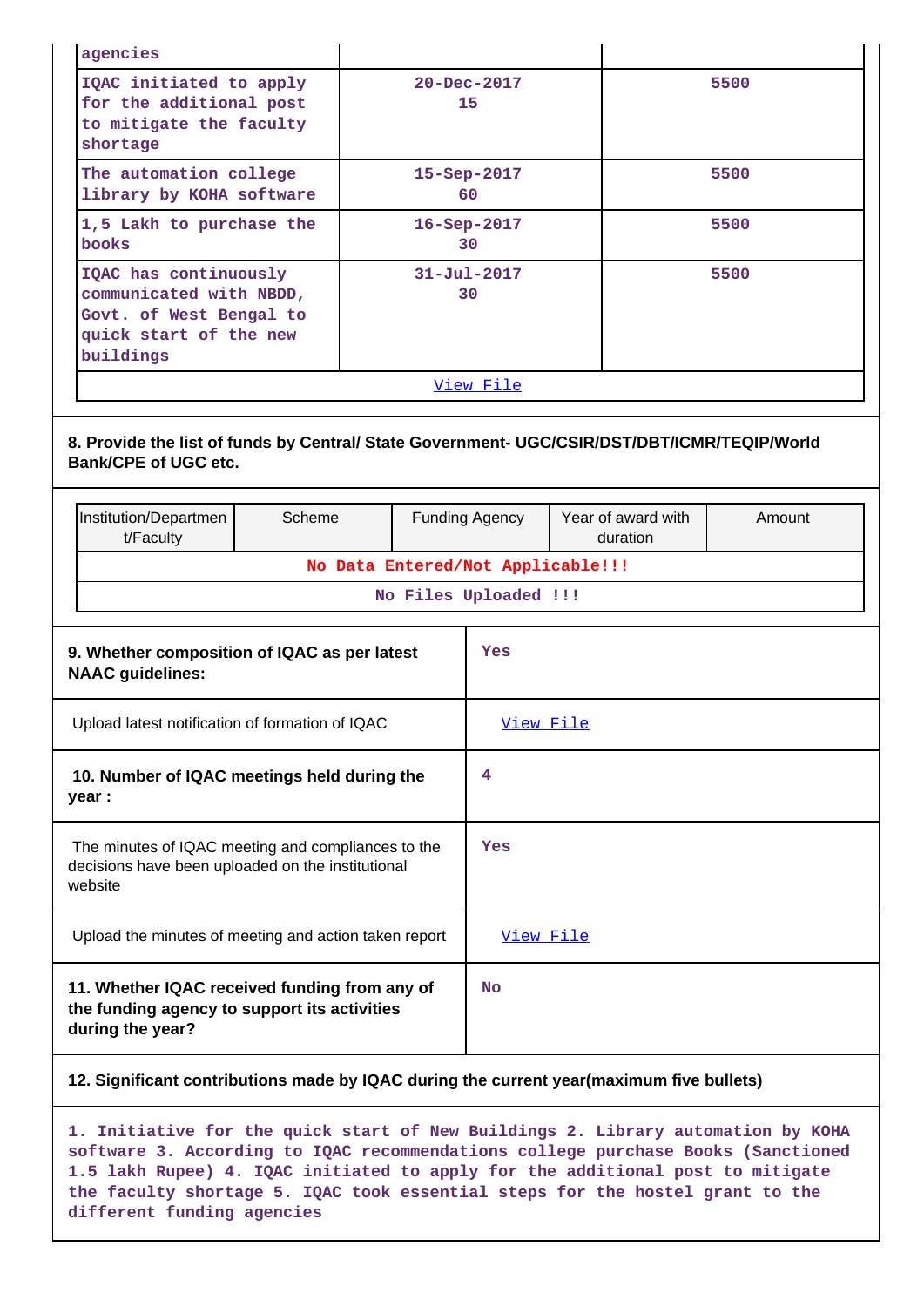| agencies | | |
|---|---|---|
| IQAC initiated to apply for the additional post to mitigate the faculty shortage | 20-Dec-2017 15 | 5500 |
| The automation college library by KOHA software | 15-Sep-2017 60 | 5500 |
| 1,5 Lakh to purchase the books | 16-Sep-2017 30 | 5500 |
| IQAC has continuously communicated with NBDD, Govt. of West Bengal to quick start of the new buildings | 31-Jul-2017 30 | 5500 |
| View File | | |

**8. Provide the list of funds by Central/ State Government- UGC/CSIR/DST/DBT/ICMR/TEQIP/World Bank/CPE of UGC etc.**

| Institution/Department/Faculty | Scheme | Funding Agency | Year of award with duration | Amount |
|---|---|---|---|---|
| No Data Entered/Not Applicable!!! | | | | |
| No Files Uploaded !!! | | | | |

| | |
|---|---|
| **9. Whether composition of IQAC as per latest NAAC guidelines:** | Yes |
| Upload latest notification of formation of IQAC | View File |
| **10. Number of IQAC meetings held during the year :** | 4 |
| The minutes of IQAC meeting and compliances to the decisions have been uploaded on the institutional website | Yes |
| Upload the minutes of meeting and action taken report | View File |
| **11. Whether IQAC received funding from any of the funding agency to support its activities during the year?** | No |

**12. Significant contributions made by IQAC during the current year(maximum five bullets)**

1. Initiative for the quick start of New Buildings 2. Library automation by KOHA software 3. According to IQAC recommendations college purchase Books (Sanctioned 1.5 lakh Rupee) 4. IQAC initiated to apply for the additional post to mitigate the faculty shortage 5. IQAC took essential steps for the hostel grant to the different funding agencies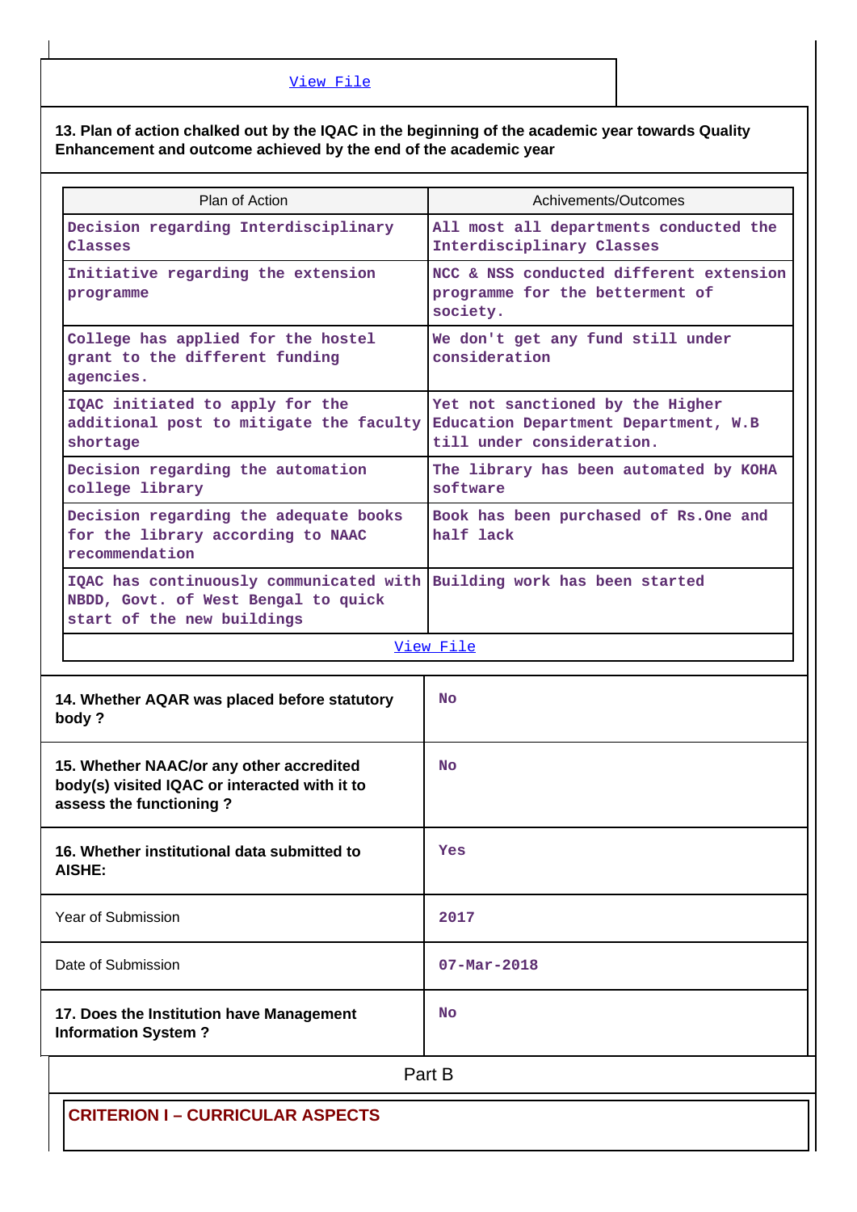View File

**13. Plan of action chalked out by the IQAC in the beginning of the academic year towards Quality Enhancement and outcome achieved by the end of the academic year**

| Plan of Action | Achivements/Outcomes |
|---|---|
| Decision regarding Interdisciplinary Classes | All most all departments conducted the Interdisciplinary Classes |
| Initiative regarding the extension programme | NCC & NSS conducted different extension programme for the betterment of society. |
| College has applied for the hostel grant to the different funding agencies. | We don't get any fund still under consideration |
| IQAC initiated to apply for the additional post to mitigate the faculty shortage | Yet not sanctioned by the Higher Education Department Department, W.B till under consideration. |
| Decision regarding the automation college library | The library has been automated by KOHA software |
| Decision regarding the adequate books for the library according to NAAC recommendation | Book has been purchased of Rs.One and half lack |
| IQAC has continuously communicated with NBDD, Govt. of West Bengal to quick start of the new buildings | Building work has been started |
| View File | |

| | |
|---|---|
| **14. Whether AQAR was placed before statutory body ?** | No |
| **15. Whether NAAC/or any other accredited body(s) visited IQAC or interacted with it to assess the functioning ?** | No |
| **16. Whether institutional data submitted to AISHE:** | Yes |
| Year of Submission | 2017 |
| Date of Submission | 07-Mar-2018 |
| **17. Does the Institution have Management Information System ?** | No |

## Part B

### CRITERION I – CURRICULAR ASPECTS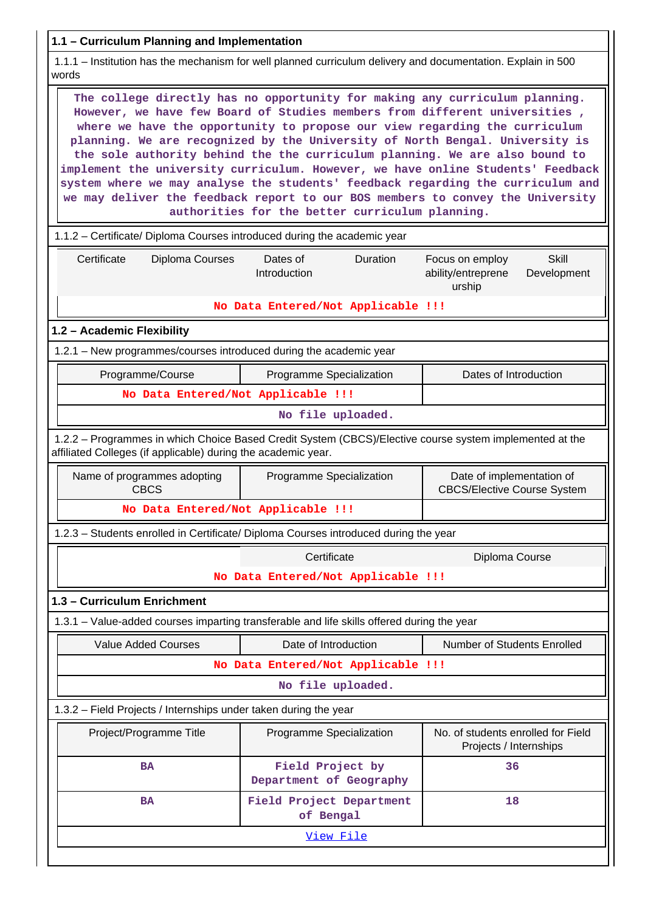**1.1 – Curriculum Planning and Implementation**

1.1.1 – Institution has the mechanism for well planned curriculum delivery and documentation. Explain in 500 words

The college directly has no opportunity for making any curriculum planning. However, we have few Board of Studies members from different universities , where we have the opportunity to propose our view regarding the curriculum planning. We are recognized by the University of North Bengal. University is the sole authority behind the the curriculum planning. We are also bound to implement the university curriculum. However, we have online Students' Feedback system where we may analyse the students' feedback regarding the curriculum and we may deliver the feedback report to our BOS members to convey the University authorities for the better curriculum planning.

1.1.2 – Certificate/ Diploma Courses introduced during the academic year

| Certificate | Diploma Courses | Dates of Introduction | Duration | Focus on employ ability/entreprene urship | Skill Development |
|---|---|---|---|---|---|
| No Data Entered/Not Applicable !!! | | | | | |

**1.2 – Academic Flexibility**

1.2.1 – New programmes/courses introduced during the academic year

| Programme/Course | Programme Specialization | Dates of Introduction |
|---|---|---|
| No Data Entered/Not Applicable !!! | | |

No file uploaded.

1.2.2 – Programmes in which Choice Based Credit System (CBCS)/Elective course system implemented at the affiliated Colleges (if applicable) during the academic year.

| Name of programmes adopting CBCS | Programme Specialization | Date of implementation of CBCS/Elective Course System |
|---|---|---|
| No Data Entered/Not Applicable !!! | | |

1.2.3 – Students enrolled in Certificate/ Diploma Courses introduced during the year

| | Certificate | Diploma Course |
|---|---|---|
| No Data Entered/Not Applicable !!! | | |

**1.3 – Curriculum Enrichment**

1.3.1 – Value-added courses imparting transferable and life skills offered during the year

| Value Added Courses | Date of Introduction | Number of Students Enrolled |
|---|---|---|
| No Data Entered/Not Applicable !!! | | |

No file uploaded.

1.3.2 – Field Projects / Internships under taken during the year

| Project/Programme Title | Programme Specialization | No. of students enrolled for Field Projects / Internships |
|---|---|---|
| BA | Field Project by Department of Geography | 36 |
| BA | Field Project Department of Bengal | 18 |

View File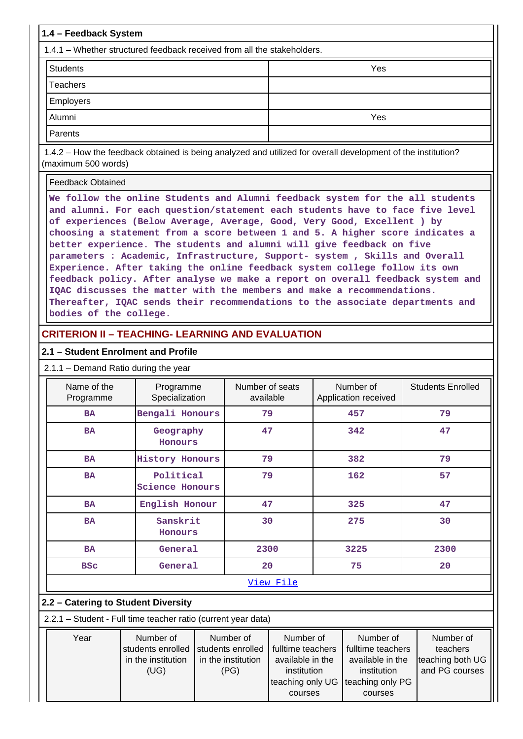### 1.4 – Feedback System

1.4.1 – Whether structured feedback received from all the stakeholders.

| | |
|---|---|
| Students | Yes |
| Teachers | |
| Employers | |
| Alumni | Yes |
| Parents | |

1.4.2 – How the feedback obtained is being analyzed and utilized for overall development of the institution? (maximum 500 words)

| Feedback Obtained |
|---|
| We follow the online Students and Alumni feedback system for the all students and alumni. For each question/statement each students have to face five level of experiences (Below Average, Average, Good, Very Good, Excellent ) by choosing a statement from a score between 1 and 5. A higher score indicates a better experience. The students and alumni will give feedback on five parameters : Academic, Infrastructure, Support- system , Skills and Overall Experience. After taking the online feedback system college follow its own feedback policy. After analyse we make a report on overall feedback system and IQAC discusses the matter with the members and make a recommendations. Thereafter, IQAC sends their recommendations to the associate departments and bodies of the college. |

## CRITERION II – TEACHING- LEARNING AND EVALUATION

### 2.1 – Student Enrolment and Profile

2.1.1 – Demand Ratio during the year

| Name of the Programme | Programme Specialization | Number of seats available | Number of Application received | Students Enrolled |
|---|---|---|---|---|
| BA | Bengali Honours | 79 | 457 | 79 |
| BA | Geography Honours | 47 | 342 | 47 |
| BA | History Honours | 79 | 382 | 79 |
| BA | Political Science Honours | 79 | 162 | 57 |
| BA | English Honour | 47 | 325 | 47 |
| BA | Sanskrit Honours | 30 | 275 | 30 |
| BA | General | 2300 | 3225 | 2300 |
| BSc | General | 20 | 75 | 20 |

View File

### 2.2 – Catering to Student Diversity

2.2.1 – Student - Full time teacher ratio (current year data)

| Year | Number of students enrolled in the institution (UG) | Number of students enrolled in the institution (PG) | Number of fulltime teachers available in the institution teaching only UG courses | Number of fulltime teachers available in the institution teaching only PG courses | Number of teachers teaching both UG and PG courses |
|---|---|---|---|---|---|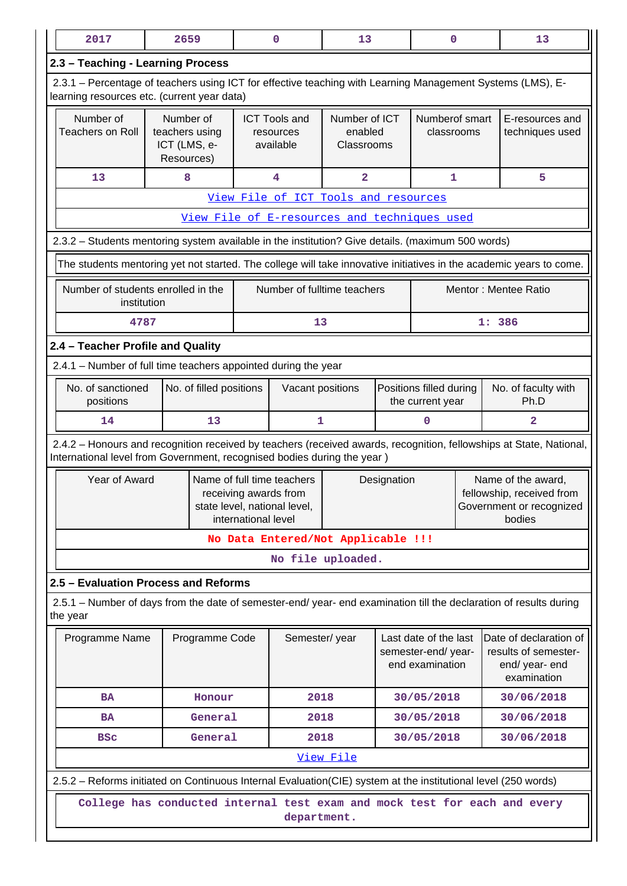| 2017 | 2659 | 0 | 13 | 0 | 13 |
|---|---|---|---|---|---|

## 2.3 – Teaching - Learning Process

2.3.1 – Percentage of teachers using ICT for effective teaching with Learning Management Systems (LMS), E-learning resources etc. (current year data)

| Number of Teachers on Roll | Number of teachers using ICT (LMS, e-Resources) | ICT Tools and resources available | Number of ICT enabled Classrooms | Numberof smart classrooms | E-resources and techniques used |
|---|---|---|---|---|---|
| 13 | 8 | 4 | 2 | 1 | 5 |

View File of ICT Tools and resources

View File of E-resources and techniques used

2.3.2 – Students mentoring system available in the institution? Give details. (maximum 500 words)

The students mentoring yet not started. The college will take innovative initiatives in the academic years to come.

| Number of students enrolled in the institution | Number of fulltime teachers | Mentor : Mentee Ratio |
|---|---|---|
| 4787 | 13 | 1: 386 |

## 2.4 – Teacher Profile and Quality

2.4.1 – Number of full time teachers appointed during the year

| No. of sanctioned positions | No. of filled positions | Vacant positions | Positions filled during the current year | No. of faculty with Ph.D |
|---|---|---|---|---|
| 14 | 13 | 1 | 0 | 2 |

2.4.2 – Honours and recognition received by teachers (received awards, recognition, fellowships at State, National, International level from Government, recognised bodies during the year )

| Year of Award | Name of full time teachers receiving awards from state level, national level, international level | Designation | Name of the award, fellowship, received from Government or recognized bodies |
|---|---|---|---|
| No Data Entered/Not Applicable !!! | | | |

No file uploaded.

## 2.5 – Evaluation Process and Reforms

2.5.1 – Number of days from the date of semester-end/ year- end examination till the declaration of results during the year

| Programme Name | Programme Code | Semester/ year | Last date of the last semester-end/ year- end examination | Date of declaration of results of semester-end/ year- end examination |
|---|---|---|---|---|
| BA | Honour | 2018 | 30/05/2018 | 30/06/2018 |
| BA | General | 2018 | 30/05/2018 | 30/06/2018 |
| BSc | General | 2018 | 30/05/2018 | 30/06/2018 |

View File

2.5.2 – Reforms initiated on Continuous Internal Evaluation(CIE) system at the institutional level (250 words)

College has conducted internal test exam and mock test for each and every department.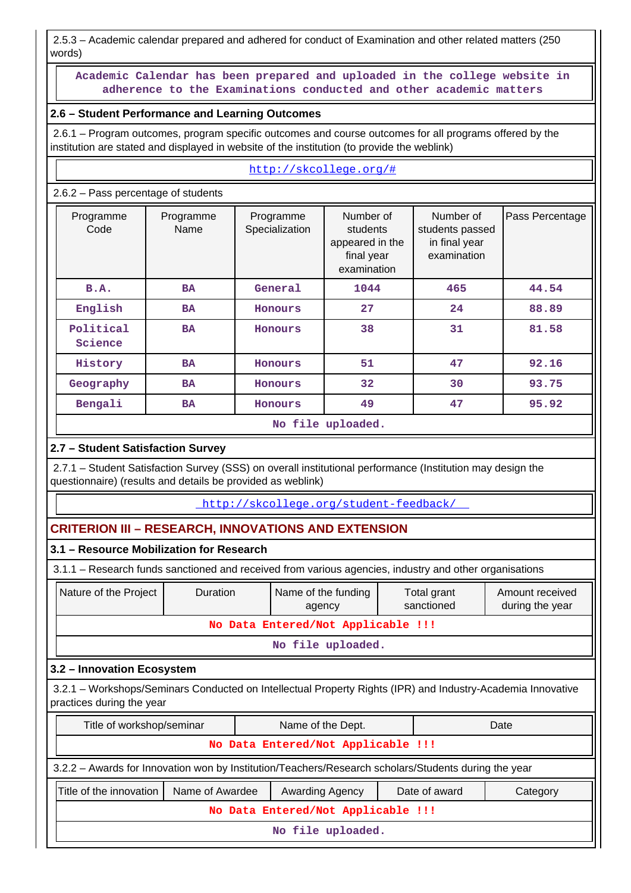2.5.3 – Academic calendar prepared and adhered for conduct of Examination and other related matters (250 words)

Academic Calendar has been prepared and uploaded in the college website in adherence to the Examinations conducted and other academic matters

### 2.6 – Student Performance and Learning Outcomes

2.6.1 – Program outcomes, program specific outcomes and course outcomes for all programs offered by the institution are stated and displayed in website of the institution (to provide the weblink)

http://skcollege.org/#

2.6.2 – Pass percentage of students

| Programme Code | Programme Name | Programme Specialization | Number of students appeared in the final year examination | Number of students passed in final year examination | Pass Percentage |
|---|---|---|---|---|---|
| B.A. | BA | General | 1044 | 465 | 44.54 |
| English | BA | Honours | 27 | 24 | 88.89 |
| Political Science | BA | Honours | 38 | 31 | 81.58 |
| History | BA | Honours | 51 | 47 | 92.16 |
| Geography | BA | Honours | 32 | 30 | 93.75 |
| Bengali | BA | Honours | 49 | 47 | 95.92 |

No file uploaded.

### 2.7 – Student Satisfaction Survey

2.7.1 – Student Satisfaction Survey (SSS) on overall institutional performance (Institution may design the questionnaire) (results and details be provided as weblink)

http://skcollege.org/student-feedback/

## CRITERION III – RESEARCH, INNOVATIONS AND EXTENSION

### 3.1 – Resource Mobilization for Research

3.1.1 – Research funds sanctioned and received from various agencies, industry and other organisations

| Nature of the Project | Duration | Name of the funding agency | Total grant sanctioned | Amount received during the year |
|---|---|---|---|---|
| No Data Entered/Not Applicable !!! | | | | |

No file uploaded.

### 3.2 – Innovation Ecosystem

3.2.1 – Workshops/Seminars Conducted on Intellectual Property Rights (IPR) and Industry-Academia Innovative practices during the year

| Title of workshop/seminar | Name of the Dept. | Date |
|---|---|---|
| No Data Entered/Not Applicable !!! | | |

3.2.2 – Awards for Innovation won by Institution/Teachers/Research scholars/Students during the year

| Title of the innovation | Name of Awardee | Awarding Agency | Date of award | Category |
|---|---|---|---|---|
| No Data Entered/Not Applicable !!! | | | | |

No file uploaded.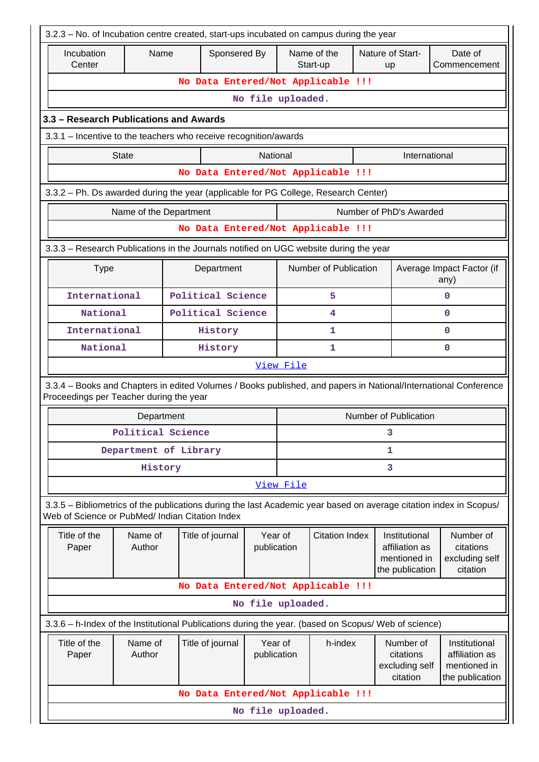3.2.3 – No. of Incubation centre created, start-ups incubated on campus during the year

| Incubation Center | Name | Sponsered By | Name of the Start-up | Nature of Start-up | Date of Commencement |
|---|---|---|---|---|---|
| No Data Entered/Not Applicable !!! | | | | | |
| No file uploaded. | | | | | |

### 3.3 – Research Publications and Awards

3.3.1 – Incentive to the teachers who receive recognition/awards

| State | National | International |
|---|---|---|
| No Data Entered/Not Applicable !!! | | |

3.3.2 – Ph. Ds awarded during the year (applicable for PG College, Research Center)

| Name of the Department | Number of PhD's Awarded |
|---|---|
| No Data Entered/Not Applicable !!! | |

3.3.3 – Research Publications in the Journals notified on UGC website during the year

| Type | Department | Number of Publication | Average Impact Factor (if any) |
|---|---|---|---|
| International | Political Science | 5 | 0 |
| National | Political Science | 4 | 0 |
| International | History | 1 | 0 |
| National | History | 1 | 0 |
| View File | | | |

3.3.4 – Books and Chapters in edited Volumes / Books published, and papers in National/International Conference Proceedings per Teacher during the year

| Department | Number of Publication |
|---|---|
| Political Science | 3 |
| Department of Library | 1 |
| History | 3 |
| View File | |

3.3.5 – Bibliometrics of the publications during the last Academic year based on average citation index in Scopus/ Web of Science or PubMed/ Indian Citation Index

| Title of the Paper | Name of Author | Title of journal | Year of publication | Citation Index | Institutional affiliation as mentioned in the publication | Number of citations excluding self citation |
|---|---|---|---|---|---|---|
| No Data Entered/Not Applicable !!! | | | | | | |
| No file uploaded. | | | | | | |

3.3.6 – h-Index of the Institutional Publications during the year. (based on Scopus/ Web of science)

| Title of the Paper | Name of Author | Title of journal | Year of publication | h-index | Number of citations excluding self citation | Institutional affiliation as mentioned in the publication |
|---|---|---|---|---|---|---|
| No Data Entered/Not Applicable !!! | | | | | | |
| No file uploaded. | | | | | | |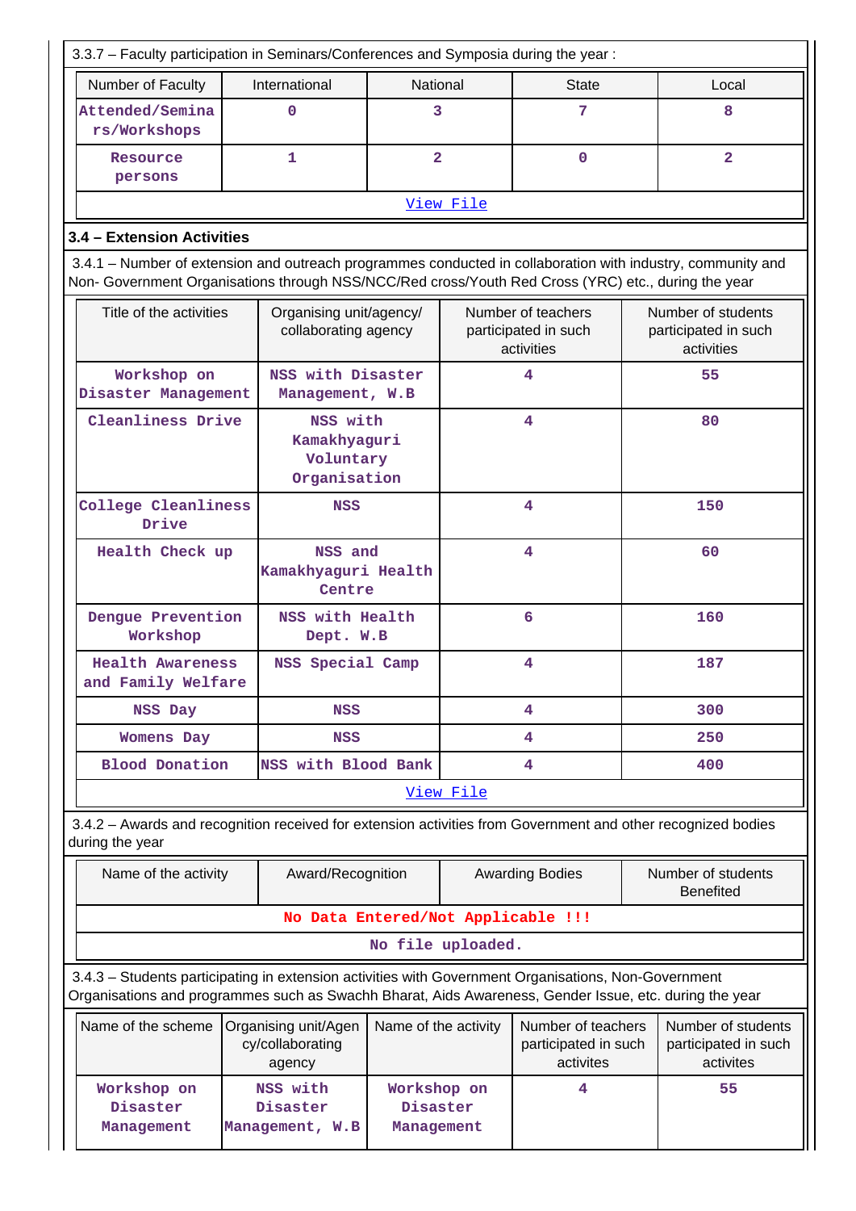3.3.7 – Faculty participation in Seminars/Conferences and Symposia during the year :

| Number of Faculty | International | National | State | Local |
|---|---|---|---|---|
| Attended/Seminars/Workshops | 0 | 3 | 7 | 8 |
| Resource persons | 1 | 2 | 0 | 2 |
| View File | | | | |

### 3.4 – Extension Activities

3.4.1 – Number of extension and outreach programmes conducted in collaboration with industry, community and Non- Government Organisations through NSS/NCC/Red cross/Youth Red Cross (YRC) etc., during the year

| Title of the activities | Organising unit/agency/ collaborating agency | Number of teachers participated in such activities | Number of students participated in such activities |
|---|---|---|---|
| Workshop on Disaster Management | NSS with Disaster Management, W.B | 4 | 55 |
| Cleanliness Drive | NSS with Kamakhyaguri Voluntary Organisation | 4 | 80 |
| College Cleanliness Drive | NSS | 4 | 150 |
| Health Check up | NSS and Kamakhyaguri Health Centre | 4 | 60 |
| Dengue Prevention Workshop | NSS with Health Dept. W.B | 6 | 160 |
| Health Awareness and Family Welfare | NSS Special Camp | 4 | 187 |
| NSS Day | NSS | 4 | 300 |
| Womens Day | NSS | 4 | 250 |
| Blood Donation | NSS with Blood Bank | 4 | 400 |
| View File | | | |

3.4.2 – Awards and recognition received for extension activities from Government and other recognized bodies during the year

| Name of the activity | Award/Recognition | Awarding Bodies | Number of students Benefited |
|---|---|---|---|
| No Data Entered/Not Applicable !!! | | | |
| No file uploaded. | | | |

3.4.3 – Students participating in extension activities with Government Organisations, Non-Government Organisations and programmes such as Swachh Bharat, Aids Awareness, Gender Issue, etc. during the year

| Name of the scheme | Organising unit/Agency/collaborating agency | Name of the activity | Number of teachers participated in such activites | Number of students participated in such activites |
|---|---|---|---|---|
| Workshop on Disaster Management | NSS with Disaster Management, W.B | Workshop on Disaster Management | 4 | 55 |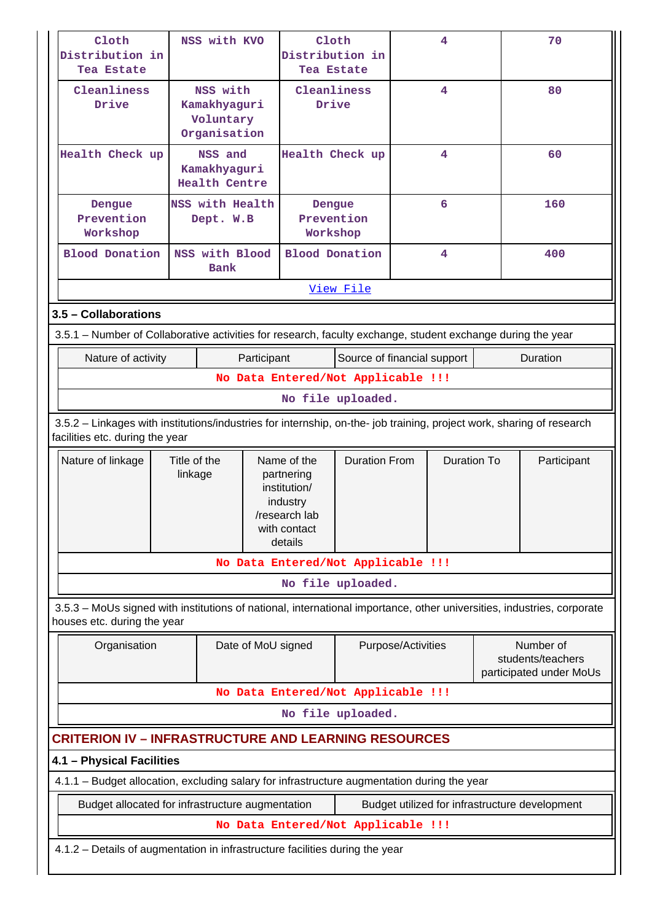| Cloth Distribution in Tea Estate | NSS with KVO | Cloth Distribution in Tea Estate | 4 | 70 |
|---|---|---|---|---|
| Cleanliness Drive | NSS with Kamakhyaguri Voluntary Organisation | Cleanliness Drive | 4 | 80 |
| Health Check up | NSS and Kamakhyaguri Health Centre | Health Check up | 4 | 60 |
| Dengue Prevention Workshop | NSS with Health Dept. W.B | Dengue Prevention Workshop | 6 | 160 |
| Blood Donation | NSS with Blood Bank | Blood Donation | 4 | 400 |
| View File | | | | |

**3.5 – Collaborations**

3.5.1 – Number of Collaborative activities for research, faculty exchange, student exchange during the year

| Nature of activity | Participant | Source of financial support | Duration |
|---|---|---|---|
| No Data Entered/Not Applicable !!! | | | |
| No file uploaded. | | | |

3.5.2 – Linkages with institutions/industries for internship, on-the- job training, project work, sharing of research facilities etc. during the year

| Nature of linkage | Title of the linkage | Name of the partnering institution/ industry /research lab with contact details | Duration From | Duration To | Participant |
|---|---|---|---|---|---|
| No Data Entered/Not Applicable !!! | | | | | |
| No file uploaded. | | | | | |

3.5.3 – MoUs signed with institutions of national, international importance, other universities, industries, corporate houses etc. during the year

| Organisation | Date of MoU signed | Purpose/Activities | Number of students/teachers participated under MoUs |
|---|---|---|---|
| No Data Entered/Not Applicable !!! | | | |
| No file uploaded. | | | |

## CRITERION IV – INFRASTRUCTURE AND LEARNING RESOURCES

**4.1 – Physical Facilities**

4.1.1 – Budget allocation, excluding salary for infrastructure augmentation during the year

| Budget allocated for infrastructure augmentation | Budget utilized for infrastructure development |
|---|---|
| No Data Entered/Not Applicable !!! | |

4.1.2 – Details of augmentation in infrastructure facilities during the year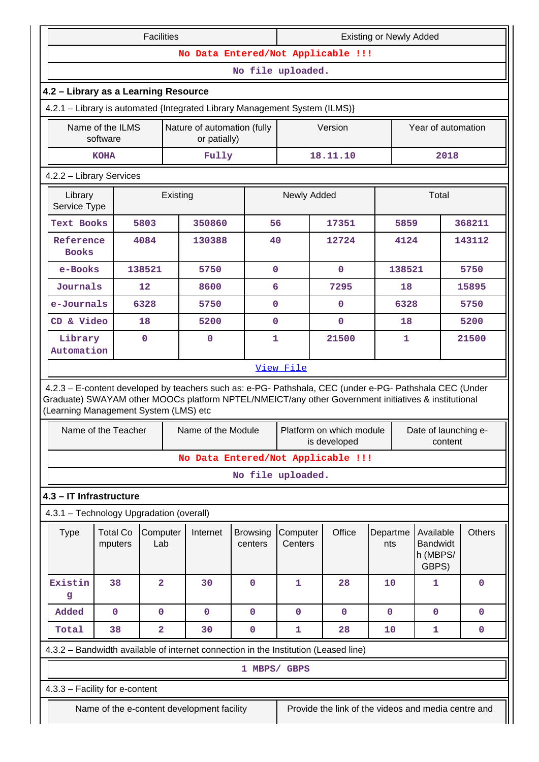| Facilities | Existing or Newly Added |
|---|---|
| No Data Entered/Not Applicable !!! | |
| No file uploaded. | |

## 4.2 – Library as a Learning Resource

4.2.1 – Library is automated {Integrated Library Management System (ILMS)}

| Name of the ILMS software | Nature of automation (fully or patially) | Version | Year of automation |
|---|---|---|---|
| KOHA | Fully | 18.11.10 | 2018 |

4.2.2 – Library Services

| Library Service Type | Existing | | Newly Added | | Total | |
|---|---|---|---|---|---|---|
| Text Books | 5803 | 350860 | 56 | 17351 | 5859 | 368211 |
| Reference Books | 4084 | 130388 | 40 | 12724 | 4124 | 143112 |
| e-Books | 138521 | 5750 | 0 | 0 | 138521 | 5750 |
| Journals | 12 | 8600 | 6 | 7295 | 18 | 15895 |
| e-Journals | 6328 | 5750 | 0 | 0 | 6328 | 5750 |
| CD & Video | 18 | 5200 | 0 | 0 | 18 | 5200 |
| Library Automation | 0 | 0 | 1 | 21500 | 1 | 21500 |

View File

4.2.3 – E-content developed by teachers such as: e-PG- Pathshala, CEC (under e-PG- Pathshala CEC (Under Graduate) SWAYAM other MOOCs platform NPTEL/NMEICT/any other Government initiatives & institutional (Learning Management System (LMS) etc

| Name of the Teacher | Name of the Module | Platform on which module is developed | Date of launching e-content |
|---|---|---|---|
| No Data Entered/Not Applicable !!! | | | |
| No file uploaded. | | | |

## 4.3 – IT Infrastructure

4.3.1 – Technology Upgradation (overall)

| Type | Total Computers | Computer Lab | Internet | Browsing centers | Computer Centers | Office | Departments | Available Bandwidth (MBPS/ GBPS) | Others |
|---|---|---|---|---|---|---|---|---|---|
| Existing | 38 | 2 | 30 | 0 | 1 | 28 | 10 | 1 | 0 |
| Added | 0 | 0 | 0 | 0 | 0 | 0 | 0 | 0 | 0 |
| Total | 38 | 2 | 30 | 0 | 1 | 28 | 10 | 1 | 0 |

4.3.2 – Bandwidth available of internet connection in the Institution (Leased line)

1 MBPS/ GBPS

4.3.3 – Facility for e-content

| Name of the e-content development facility | Provide the link of the videos and media centre and |
|---|---|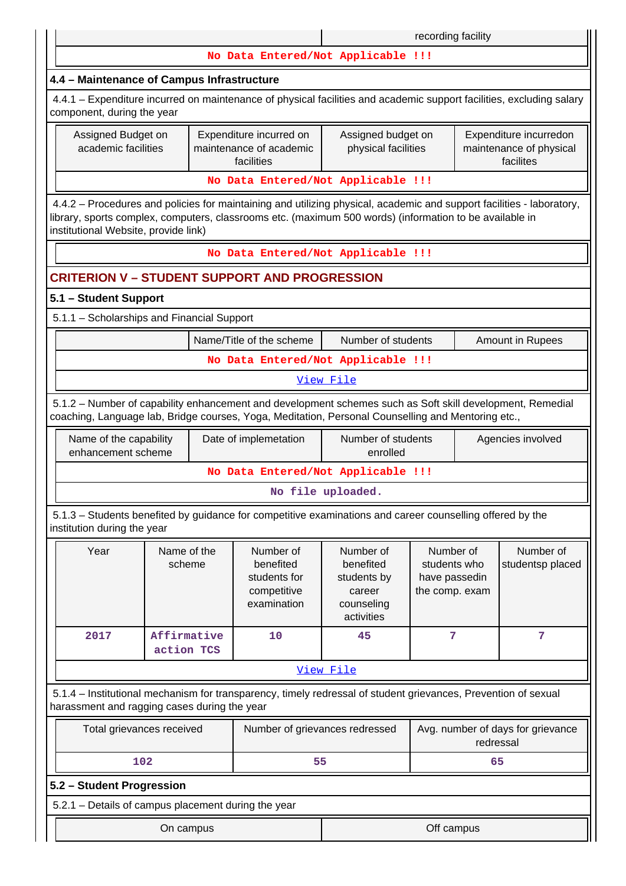| | recording facility |
|---|---|
| No Data Entered/Not Applicable !!! | |

## 4.4 – Maintenance of Campus Infrastructure

4.4.1 – Expenditure incurred on maintenance of physical facilities and academic support facilities, excluding salary component, during the year

| Assigned Budget on academic facilities | Expenditure incurred on maintenance of academic facilities | Assigned budget on physical facilities | Expenditure incurredon maintenance of physical facilites |
|---|---|---|---|
| No Data Entered/Not Applicable !!! | | | |

4.4.2 – Procedures and policies for maintaining and utilizing physical, academic and support facilities - laboratory, library, sports complex, computers, classrooms etc. (maximum 500 words) (information to be available in institutional Website, provide link)

No Data Entered/Not Applicable !!!

## CRITERION V – STUDENT SUPPORT AND PROGRESSION

### 5.1 – Student Support

5.1.1 – Scholarships and Financial Support

| | Name/Title of the scheme | Number of students | Amount in Rupees |
|---|---|---|---|
| No Data Entered/Not Applicable !!! | | | |

View File

5.1.2 – Number of capability enhancement and development schemes such as Soft skill development, Remedial coaching, Language lab, Bridge courses, Yoga, Meditation, Personal Counselling and Mentoring etc.,

| Name of the capability enhancement scheme | Date of implemetation | Number of students enrolled | Agencies involved |
|---|---|---|---|
| No Data Entered/Not Applicable !!! | | | |

No file uploaded.

5.1.3 – Students benefited by guidance for competitive examinations and career counselling offered by the institution during the year

| Year | Name of the scheme | Number of benefited students for competitive examination | Number of benefited students by career counseling activities | Number of students who have passedin the comp. exam | Number of studentsp placed |
|---|---|---|---|---|---|
| 2017 | Affirmative action TCS | 10 | 45 | 7 | 7 |

View File

5.1.4 – Institutional mechanism for transparency, timely redressal of student grievances, Prevention of sexual harassment and ragging cases during the year

| Total grievances received | Number of grievances redressed | Avg. number of days for grievance redressal |
|---|---|---|
| 102 | 55 | 65 |

### 5.2 – Student Progression

5.2.1 – Details of campus placement during the year

| On campus | Off campus |
|---|---|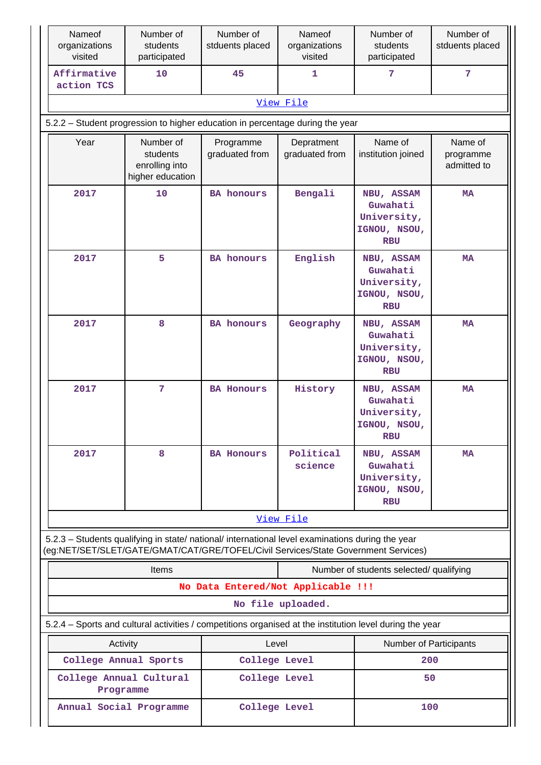| Nameof organizations visited | Number of students participated | Number of stduents placed | Nameof organizations visited | Number of students participated | Number of stduents placed |
|---|---|---|---|---|---|
| Affirmative action TCS | 10 | 45 | 1 | 7 | 7 |

View File

5.2.2 – Student progression to higher education in percentage during the year

| Year | Number of students enrolling into higher education | Programme graduated from | Depratment graduated from | Name of institution joined | Name of programme admitted to |
|---|---|---|---|---|---|
| 2017 | 10 | BA honours | Bengali | NBU, ASSAM Guwahati University, IGNOU, NSOU, RBU | MA |
| 2017 | 5 | BA honours | English | NBU, ASSAM Guwahati University, IGNOU, NSOU, RBU | MA |
| 2017 | 8 | BA honours | Geography | NBU, ASSAM Guwahati University, IGNOU, NSOU, RBU | MA |
| 2017 | 7 | BA Honours | History | NBU, ASSAM Guwahati University, IGNOU, NSOU, RBU | MA |
| 2017 | 8 | BA Honours | Political science | NBU, ASSAM Guwahati University, IGNOU, NSOU, RBU | MA |

View File

5.2.3 – Students qualifying in state/ national/ international level examinations during the year (eg:NET/SET/SLET/GATE/GMAT/CAT/GRE/TOFEL/Civil Services/State Government Services)

| Items | Number of students selected/ qualifying |
|---|---|
| No Data Entered/Not Applicable !!! | |

No file uploaded.

5.2.4 – Sports and cultural activities / competitions organised at the institution level during the year

| Activity | Level | Number of Participants |
|---|---|---|
| College Annual Sports | College Level | 200 |
| College Annual Cultural Programme | College Level | 50 |
| Annual Social Programme | College Level | 100 |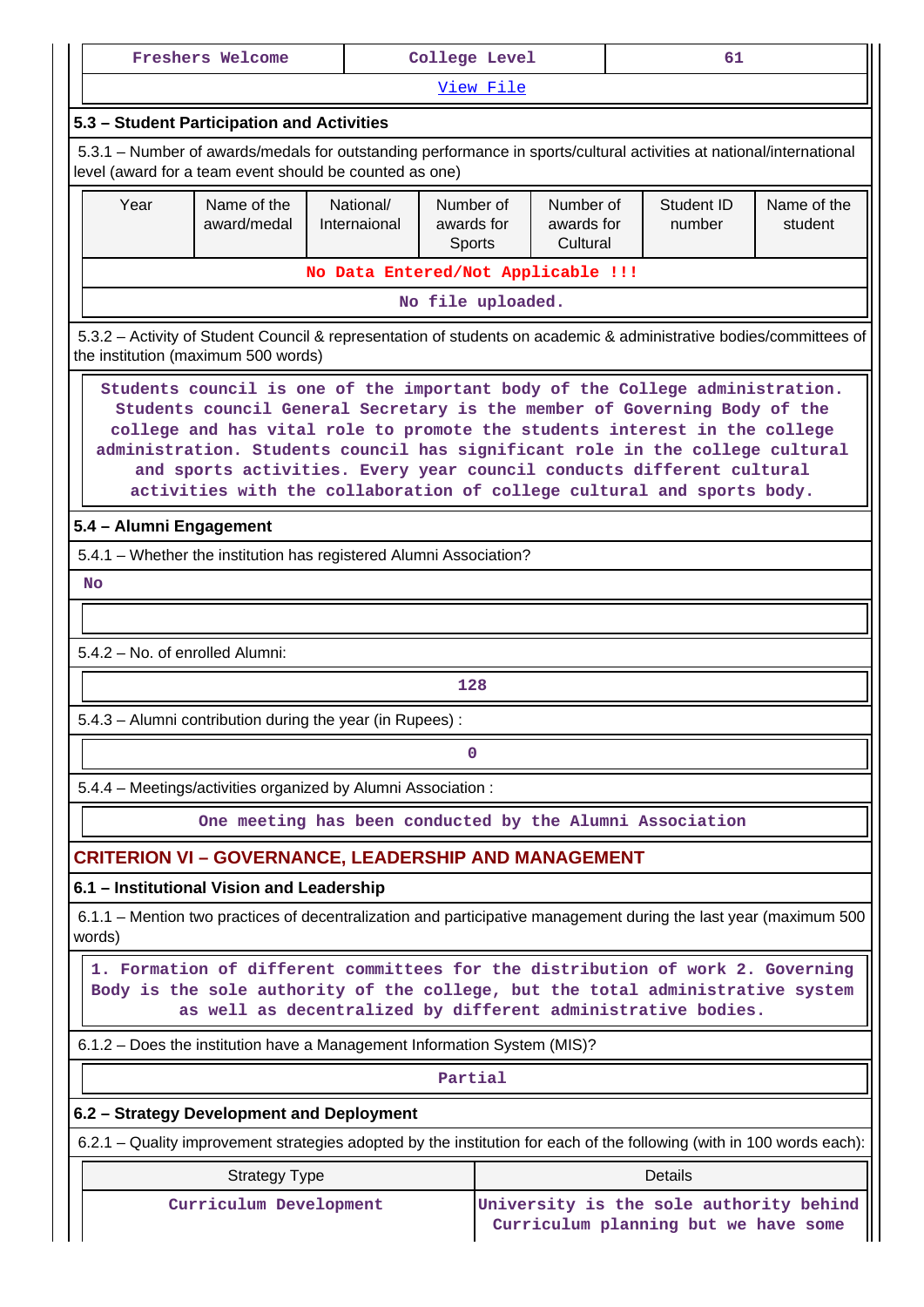| Freshers Welcome | College Level | 61 |
|---|---|---|

View File

### 5.3 – Student Participation and Activities

5.3.1 – Number of awards/medals for outstanding performance in sports/cultural activities at national/international level (award for a team event should be counted as one)

| Year | Name of the award/medal | National/ Internaional | Number of awards for Sports | Number of awards for Cultural | Student ID number | Name of the student |
|---|---|---|---|---|---|---|
| No Data Entered/Not Applicable !!! | | | | | | |

No file uploaded.

5.3.2 – Activity of Student Council & representation of students on academic & administrative bodies/committees of the institution (maximum 500 words)

Students council is one of the important body of the College administration. Students council General Secretary is the member of Governing Body of the college and has vital role to promote the students interest in the college administration. Students council has significant role in the college cultural and sports activities. Every year council conducts different cultural activities with the collaboration of college cultural and sports body.

### 5.4 – Alumni Engagement

5.4.1 – Whether the institution has registered Alumni Association?

No

5.4.2 – No. of enrolled Alumni:

128

5.4.3 – Alumni contribution during the year (in Rupees) :

0

5.4.4 – Meetings/activities organized by Alumni Association :

One meeting has been conducted by the Alumni Association

## CRITERION VI – GOVERNANCE, LEADERSHIP AND MANAGEMENT

### 6.1 – Institutional Vision and Leadership

6.1.1 – Mention two practices of decentralization and participative management during the last year (maximum 500 words)

1. Formation of different committees for the distribution of work 2. Governing Body is the sole authority of the college, but the total administrative system as well as decentralized by different administrative bodies.

6.1.2 – Does the institution have a Management Information System (MIS)?

Partial

### 6.2 – Strategy Development and Deployment

6.2.1 – Quality improvement strategies adopted by the institution for each of the following (with in 100 words each):

| Strategy Type | Details |
|---|---|
| Curriculum Development | University is the sole authority behind Curriculum planning but we have some |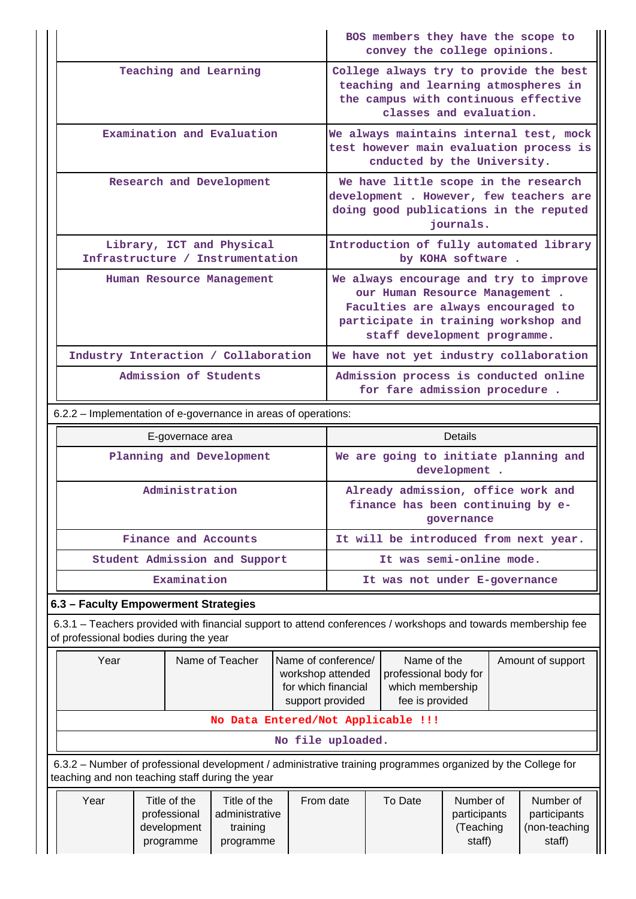| | |
|---|---|
| | BOS members they have the scope to convey the college opinions. |
| Teaching and Learning | College always try to provide the best teaching and learning atmospheres in the campus with continuous effective classes and evaluation. |
| Examination and Evaluation | We always maintains internal test, mock test however main evaluation process is cnducted by the University. |
| Research and Development | We have little scope in the research development . However, few teachers are doing good publications in the reputed journals. |
| Library, ICT and Physical Infrastructure / Instrumentation | Introduction of fully automated library by KOHA software . |
| Human Resource Management | We always encourage and try to improve our Human Resource Management . Faculties are always encouraged to participate in training workshop and staff development programme. |
| Industry Interaction / Collaboration | We have not yet industry collaboration |
| Admission of Students | Admission process is conducted online for fare admission procedure . |

6.2.2 – Implementation of e-governance in areas of operations:

| E-governace area | Details |
|---|---|
| Planning and Development | We are going to initiate planning and development . |
| Administration | Already admission, office work and finance has been continuing by e-governance |
| Finance and Accounts | It will be introduced from next year. |
| Student Admission and Support | It was semi-online mode. |
| Examination | It was not under E-governance |

**6.3 – Faculty Empowerment Strategies**

6.3.1 – Teachers provided with financial support to attend conferences / workshops and towards membership fee of professional bodies during the year

| Year | Name of Teacher | Name of conference/ workshop attended for which financial support provided | Name of the professional body for which membership fee is provided | Amount of support |
|---|---|---|---|---|
| No Data Entered/Not Applicable !!! | | | | |
| No file uploaded. | | | | |

6.3.2 – Number of professional development / administrative training programmes organized by the College for teaching and non teaching staff during the year

| Year | Title of the professional development programme | Title of the administrative training programme | From date | To Date | Number of participants (Teaching staff) | Number of participants (non-teaching staff) |
|---|---|---|---|---|---|---|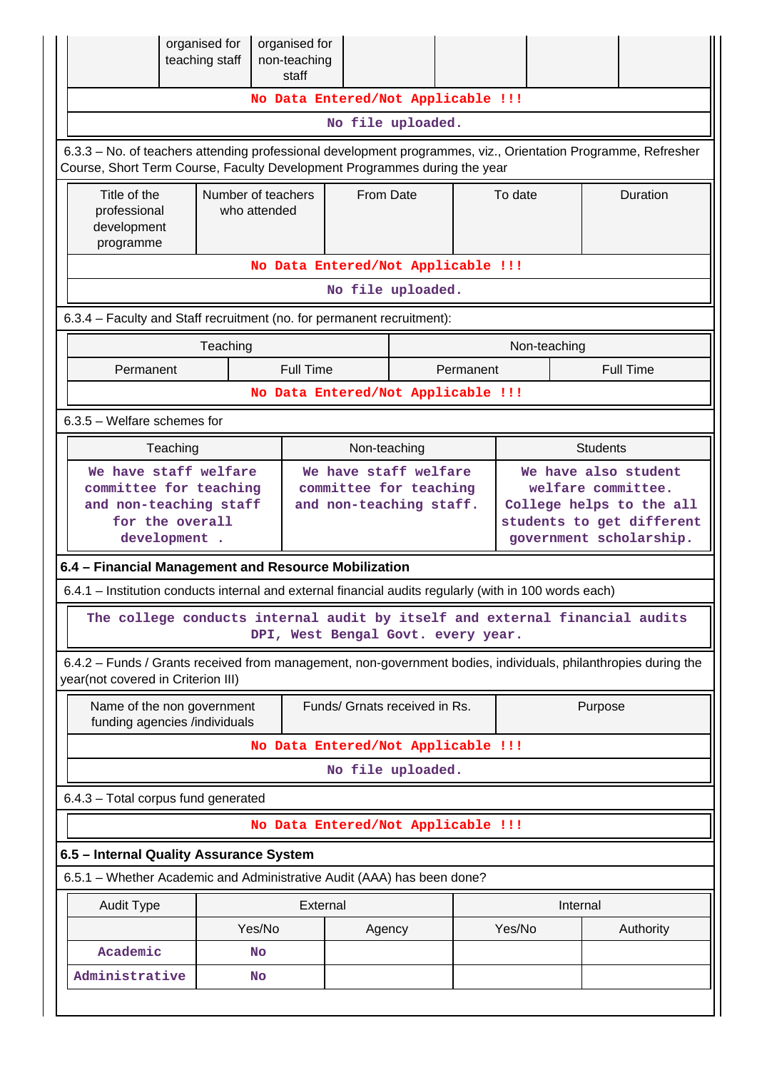|  | organised for teaching staff | organised for non-teaching staff |  |  |  |  |
|---|---|---|---|---|---|---|
| No Data Entered/Not Applicable !!! | | | | | | |
| No file uploaded. | | | | | | |

6.3.3 – No. of teachers attending professional development programmes, viz., Orientation Programme, Refresher Course, Short Term Course, Faculty Development Programmes during the year

| Title of the professional development programme | Number of teachers who attended | From Date | To date | Duration |
|---|---|---|---|---|
| No Data Entered/Not Applicable !!! | | | | |
| No file uploaded. | | | | |

6.3.4 – Faculty and Staff recruitment (no. for permanent recruitment):

| Teaching | | Non-teaching | |
|---|---|---|---|
| Permanent | Full Time | Permanent | Full Time |
| No Data Entered/Not Applicable !!! | | | |

6.3.5 – Welfare schemes for

| Teaching | Non-teaching | Students |
|---|---|---|
| We have staff welfare committee for teaching and non-teaching staff for the overall development . | We have staff welfare committee for teaching and non-teaching staff. | We have also student welfare committee. College helps to the all students to get different government scholarship. |

### 6.4 – Financial Management and Resource Mobilization

6.4.1 – Institution conducts internal and external financial audits regularly (with in 100 words each)

The college conducts internal audit by itself and external financial audits DPI, West Bengal Govt. every year.

6.4.2 – Funds / Grants received from management, non-government bodies, individuals, philanthropies during the year(not covered in Criterion III)

| Name of the non government funding agencies /individuals | Funds/ Grnats received in Rs. | Purpose |
|---|---|---|
| No Data Entered/Not Applicable !!! | | |
| No file uploaded. | | |

6.4.3 – Total corpus fund generated

No Data Entered/Not Applicable !!!

### 6.5 – Internal Quality Assurance System

6.5.1 – Whether Academic and Administrative Audit (AAA) has been done?

| Audit Type | External | | Internal | |
|---|---|---|---|---|
|  | Yes/No | Agency | Yes/No | Authority |
| Academic | No |  |  |  |
| Administrative | No |  |  |  |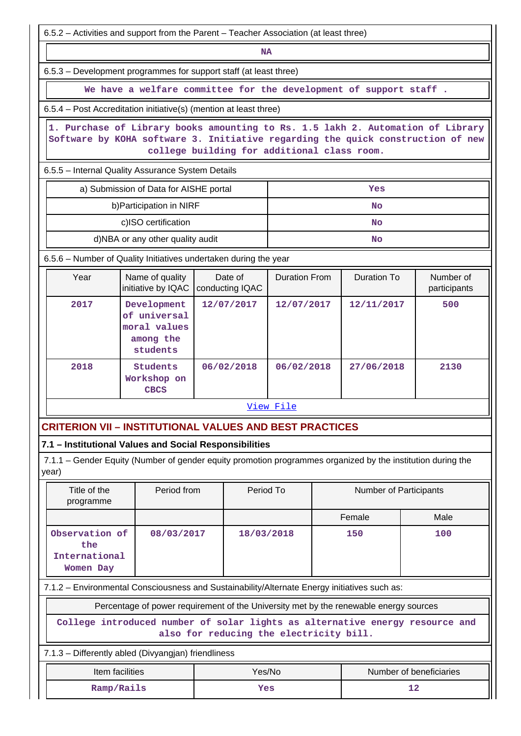6.5.2 – Activities and support from the Parent – Teacher Association (at least three)

NA

6.5.3 – Development programmes for support staff (at least three)

We have a welfare committee for the development of support staff .

6.5.4 – Post Accreditation initiative(s) (mention at least three)

1. Purchase of Library books amounting to Rs. 1.5 lakh 2. Automation of Library Software by KOHA software 3. Initiative regarding the quick construction of new college building for additional class room.

6.5.5 – Internal Quality Assurance System Details

| | |
|---|---|
| a) Submission of Data for AISHE portal | Yes |
| b)Participation in NIRF | No |
| c)ISO certification | No |
| d)NBA or any other quality audit | No |

6.5.6 – Number of Quality Initiatives undertaken during the year

| Year | Name of quality initiative by IQAC | Date of conducting IQAC | Duration From | Duration To | Number of participants |
|---|---|---|---|---|---|
| 2017 | Development of universal moral values among the students | 12/07/2017 | 12/07/2017 | 12/11/2017 | 500 |
| 2018 | Students Workshop on CBCS | 06/02/2018 | 06/02/2018 | 27/06/2018 | 2130 |

View File

## CRITERION VII – INSTITUTIONAL VALUES AND BEST PRACTICES

### 7.1 – Institutional Values and Social Responsibilities

7.1.1 – Gender Equity (Number of gender equity promotion programmes organized by the institution during the year)

| Title of the programme | Period from | Period To | Number of Participants | |
|---|---|---|---|---|
| | | | Female | Male |
| Observation of the International Women Day | 08/03/2017 | 18/03/2018 | 150 | 100 |

7.1.2 – Environmental Consciousness and Sustainability/Alternate Energy initiatives such as:

Percentage of power requirement of the University met by the renewable energy sources

College introduced number of solar lights as alternative energy resource and also for reducing the electricity bill.

7.1.3 – Differently abled (Divyangjan) friendliness

| Item facilities | Yes/No | Number of beneficiaries |
|---|---|---|
| Ramp/Rails | Yes | 12 |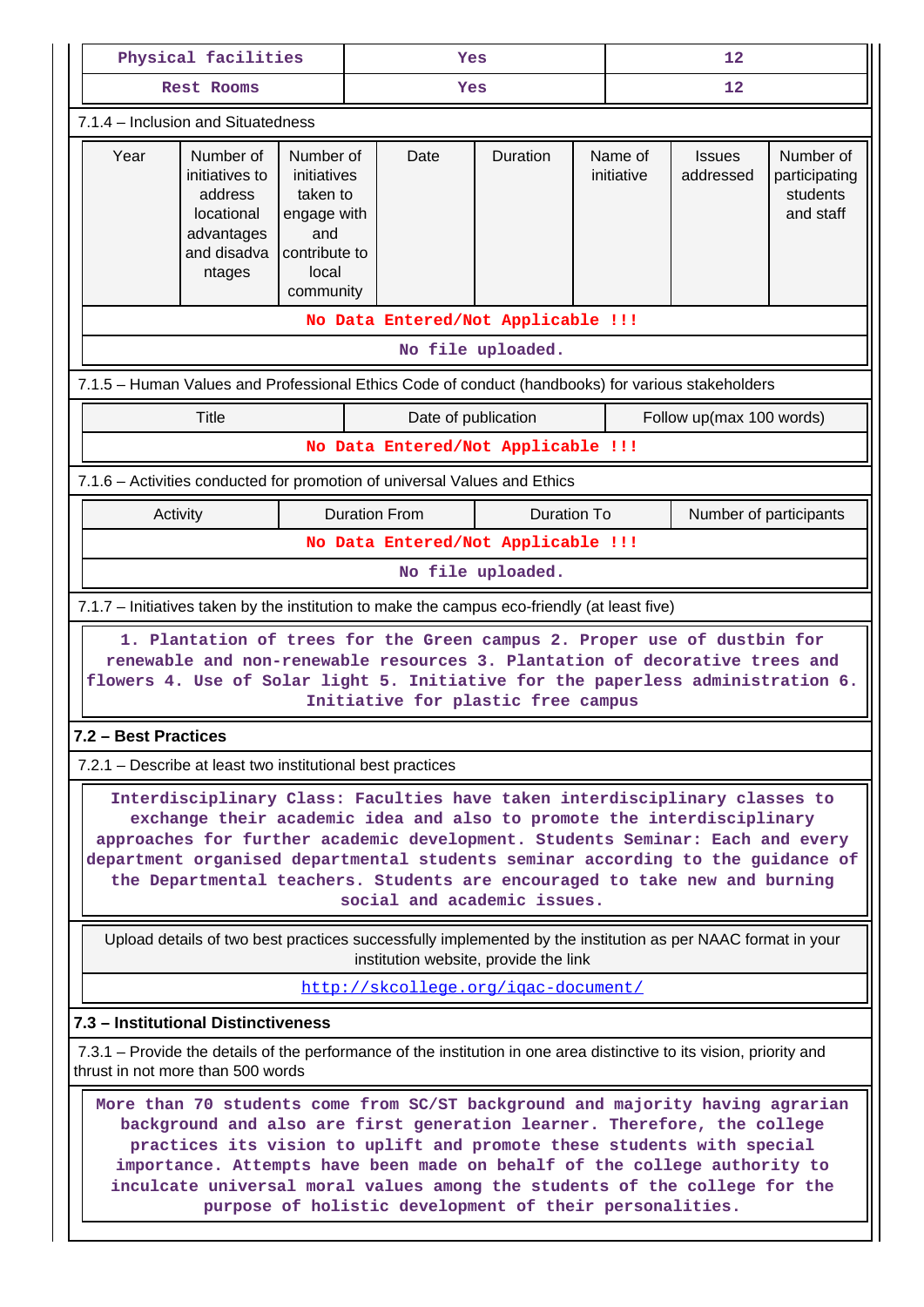| Physical facilities | Yes | 12 |
|---|---|---|
| Rest Rooms | Yes | 12 |

7.1.4 – Inclusion and Situatedness

| Year | Number of initiatives to address locational advantages and disadvantages | Number of initiatives taken to engage with and contribute to local community | Date | Duration | Name of initiative | Issues addressed | Number of participating students and staff |
|---|---|---|---|---|---|---|---|
| No Data Entered/Not Applicable !!! | | | | | | | |
| No file uploaded. | | | | | | | |

7.1.5 – Human Values and Professional Ethics Code of conduct (handbooks) for various stakeholders

| Title | Date of publication | Follow up(max 100 words) |
|---|---|---|
| No Data Entered/Not Applicable !!! | | |

7.1.6 – Activities conducted for promotion of universal Values and Ethics

| Activity | Duration From | Duration To | Number of participants |
|---|---|---|---|
| No Data Entered/Not Applicable !!! | | | |
| No file uploaded. | | | |

7.1.7 – Initiatives taken by the institution to make the campus eco-friendly (at least five)

1. Plantation of trees for the Green campus 2. Proper use of dustbin for renewable and non-renewable resources 3. Plantation of decorative trees and flowers 4. Use of Solar light 5. Initiative for the paperless administration 6. Initiative for plastic free campus

**7.2 – Best Practices**

7.2.1 – Describe at least two institutional best practices

Interdisciplinary Class: Faculties have taken interdisciplinary classes to exchange their academic idea and also to promote the interdisciplinary approaches for further academic development. Students Seminar: Each and every department organised departmental students seminar according to the guidance of the Departmental teachers. Students are encouraged to take new and burning social and academic issues.

Upload details of two best practices successfully implemented by the institution as per NAAC format in your institution website, provide the link

http://skcollege.org/iqac-document/

**7.3 – Institutional Distinctiveness**

7.3.1 – Provide the details of the performance of the institution in one area distinctive to its vision, priority and thrust in not more than 500 words

More than 70 students come from SC/ST background and majority having agrarian background and also are first generation learner. Therefore, the college practices its vision to uplift and promote these students with special importance. Attempts have been made on behalf of the college authority to inculcate universal moral values among the students of the college for the purpose of holistic development of their personalities.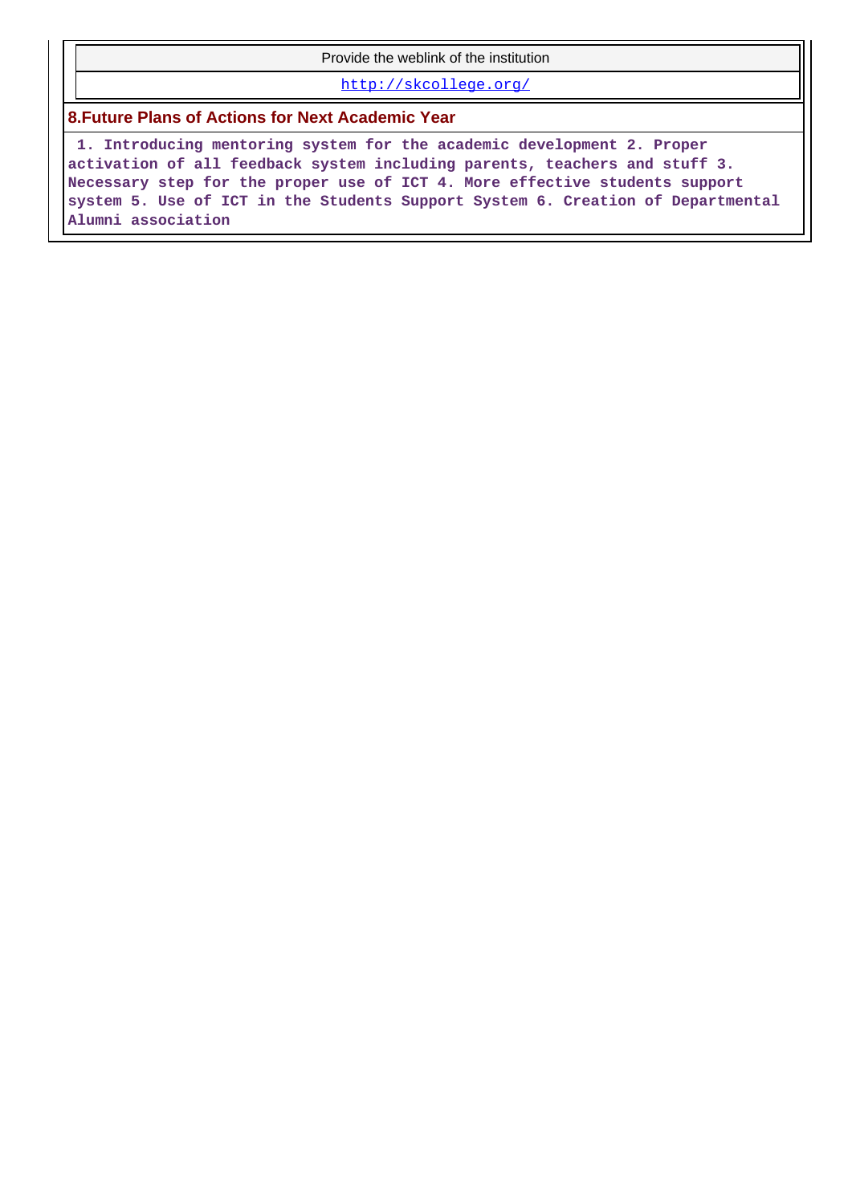| Provide the weblink of the institution |
| --- |
| http://skcollege.org/ |

## 8.Future Plans of Actions for Next Academic Year

1. Introducing mentoring system for the academic development 2. Proper activation of all feedback system including parents, teachers and stuff 3. Necessary step for the proper use of ICT 4. More effective students support system 5. Use of ICT in the Students Support System 6. Creation of Departmental Alumni association